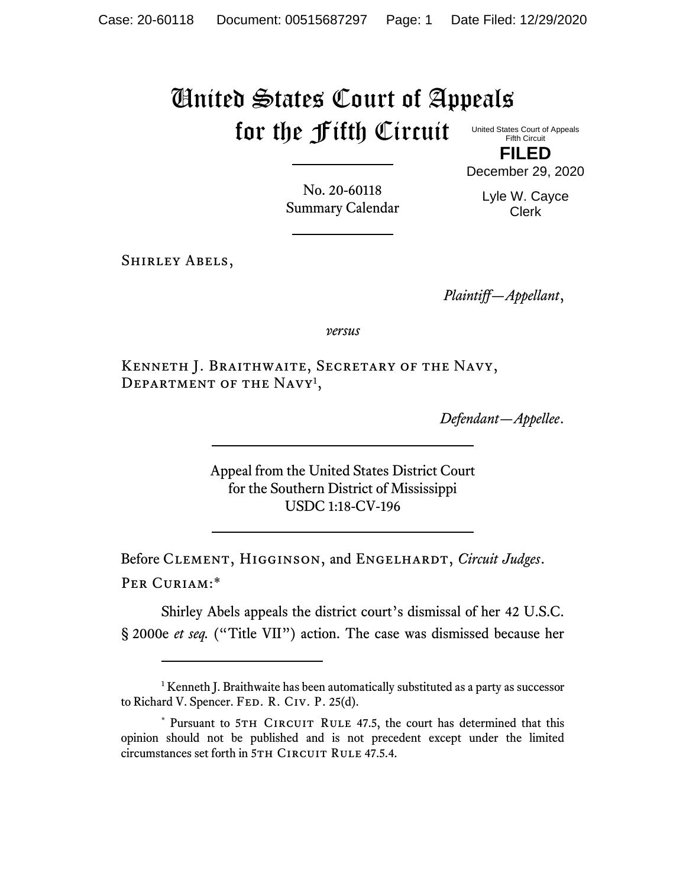# United States Court of Appeals for the Fifth Circuit

United States Court of Appeals
Fifth Circuit

**FILED**

December 29, 2020

Lyle W. Cayce
Clerk

No. 20-60118
Summary Calendar

Shirley Abels,

*Plaintiff—Appellant*,

*versus*

Kenneth J. Braithwaite, Secretary of the Navy, Department of the Navy[1],

*Defendant—Appellee*.

Appeal from the United States District Court
for the Southern District of Mississippi
USDC 1:18-CV-196

Before Clement, Higginson, and Engelhardt, *Circuit Judges*.

Per Curiam:*

Shirley Abels appeals the district court's dismissal of her 42 U.S.C. § 2000e *et seq.* ("Title VII") action. The case was dismissed because her

---

[1] Kenneth J. Braithwaite has been automatically substituted as a party as successor to Richard V. Spencer. Fed. R. Civ. P. 25(d).

* Pursuant to 5th Circuit Rule 47.5, the court has determined that this opinion should not be published and is not precedent except under the limited circumstances set forth in 5th Circuit Rule 47.5.4.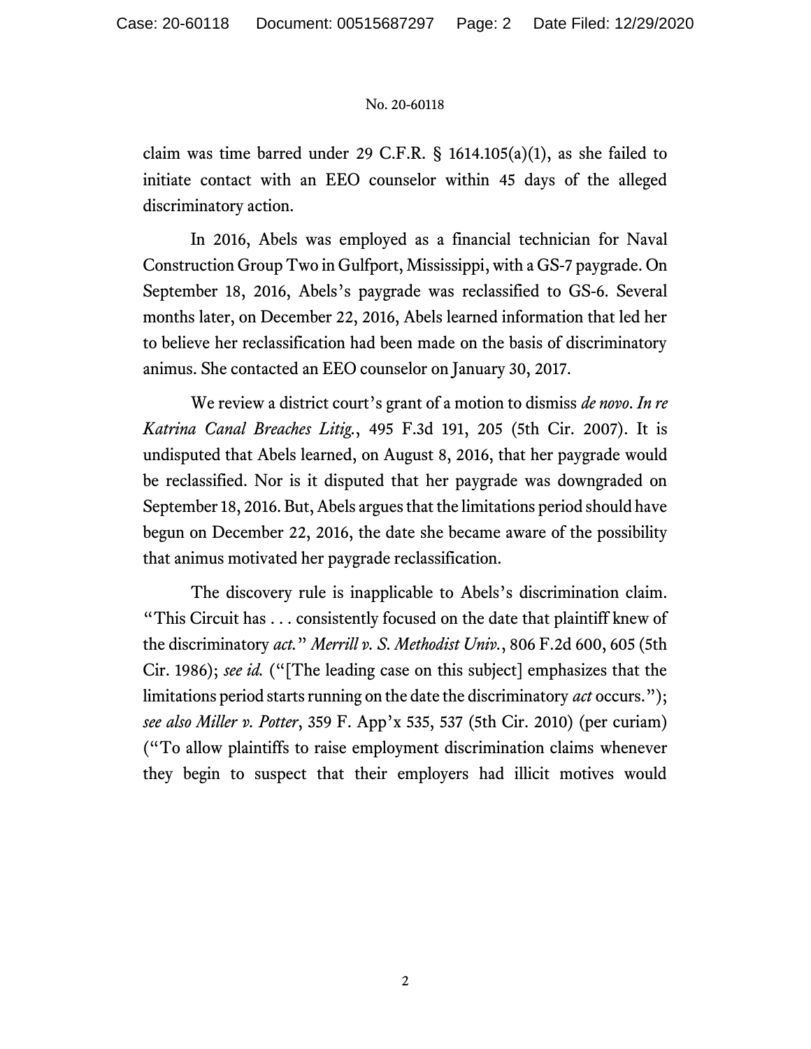claim was time barred under 29 C.F.R. § 1614.105(a)(1), as she failed to initiate contact with an EEO counselor within 45 days of the alleged discriminatory action.

In 2016, Abels was employed as a financial technician for Naval Construction Group Two in Gulfport, Mississippi, with a GS-7 paygrade. On September 18, 2016, Abels's paygrade was reclassified to GS-6. Several months later, on December 22, 2016, Abels learned information that led her to believe her reclassification had been made on the basis of discriminatory animus. She contacted an EEO counselor on January 30, 2017.

We review a district court's grant of a motion to dismiss *de novo*. *In re Katrina Canal Breaches Litig.*, 495 F.3d 191, 205 (5th Cir. 2007). It is undisputed that Abels learned, on August 8, 2016, that her paygrade would be reclassified. Nor is it disputed that her paygrade was downgraded on September 18, 2016. But, Abels argues that the limitations period should have begun on December 22, 2016, the date she became aware of the possibility that animus motivated her paygrade reclassification.

The discovery rule is inapplicable to Abels's discrimination claim. "This Circuit has . . . consistently focused on the date that plaintiff knew of the discriminatory *act*." *Merrill v. S. Methodist Univ.*, 806 F.2d 600, 605 (5th Cir. 1986); *see id.* ("[The leading case on this subject] emphasizes that the limitations period starts running on the date the discriminatory *act* occurs."); *see also Miller v. Potter*, 359 F. App'x 535, 537 (5th Cir. 2010) (per curiam) ("To allow plaintiffs to raise employment discrimination claims whenever they begin to suspect that their employers had illicit motives would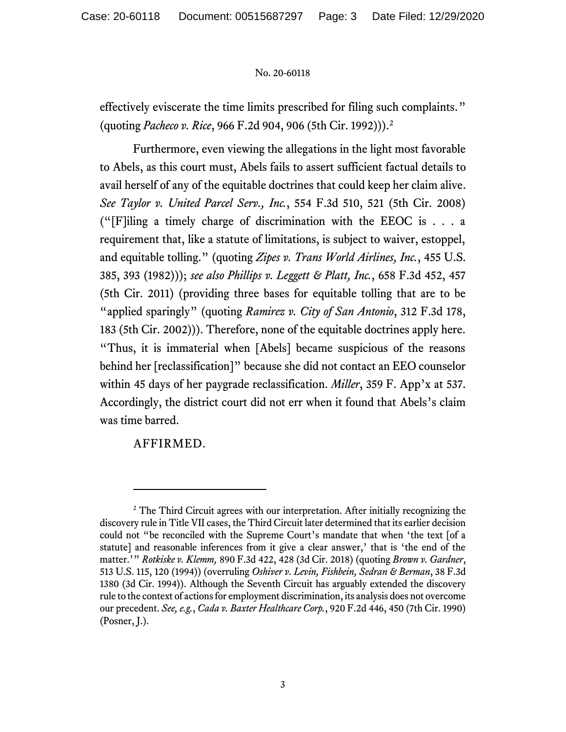effectively eviscerate the time limits prescribed for filing such complaints." (quoting *Pacheco v. Rice*, 966 F.2d 904, 906 (5th Cir. 1992))).[2]

Furthermore, even viewing the allegations in the light most favorable to Abels, as this court must, Abels fails to assert sufficient factual details to avail herself of any of the equitable doctrines that could keep her claim alive. *See Taylor v. United Parcel Serv., Inc.*, 554 F.3d 510, 521 (5th Cir. 2008) ("[F]iling a timely charge of discrimination with the EEOC is . . . a requirement that, like a statute of limitations, is subject to waiver, estoppel, and equitable tolling." (quoting *Zipes v. Trans World Airlines, Inc.*, 455 U.S. 385, 393 (1982))); *see also Phillips v. Leggett & Platt, Inc.*, 658 F.3d 452, 457 (5th Cir. 2011) (providing three bases for equitable tolling that are to be "applied sparingly" (quoting *Ramirez v. City of San Antonio*, 312 F.3d 178, 183 (5th Cir. 2002))). Therefore, none of the equitable doctrines apply here. "Thus, it is immaterial when [Abels] became suspicious of the reasons behind her [reclassification]" because she did not contact an EEO counselor within 45 days of her paygrade reclassification. *Miller*, 359 F. App'x at 537. Accordingly, the district court did not err when it found that Abels's claim was time barred.

AFFIRMED.

---

[2] The Third Circuit agrees with our interpretation. After initially recognizing the discovery rule in Title VII cases, the Third Circuit later determined that its earlier decision could not "be reconciled with the Supreme Court's mandate that when 'the text [of a statute] and reasonable inferences from it give a clear answer,' that is 'the end of the matter.'" *Rotkiske v. Klemm,* 890 F.3d 422, 428 (3d Cir. 2018) (quoting *Brown v. Gardner*, 513 U.S. 115, 120 (1994)) (overruling *Oshiver v. Levin, Fishbein, Sedran & Berman*, 38 F.3d 1380 (3d Cir. 1994)). Although the Seventh Circuit has arguably extended the discovery rule to the context of actions for employment discrimination, its analysis does not overcome our precedent. *See, e.g.*, *Cada v. Baxter Healthcare Corp.*, 920 F.2d 446, 450 (7th Cir. 1990) (Posner, J.).